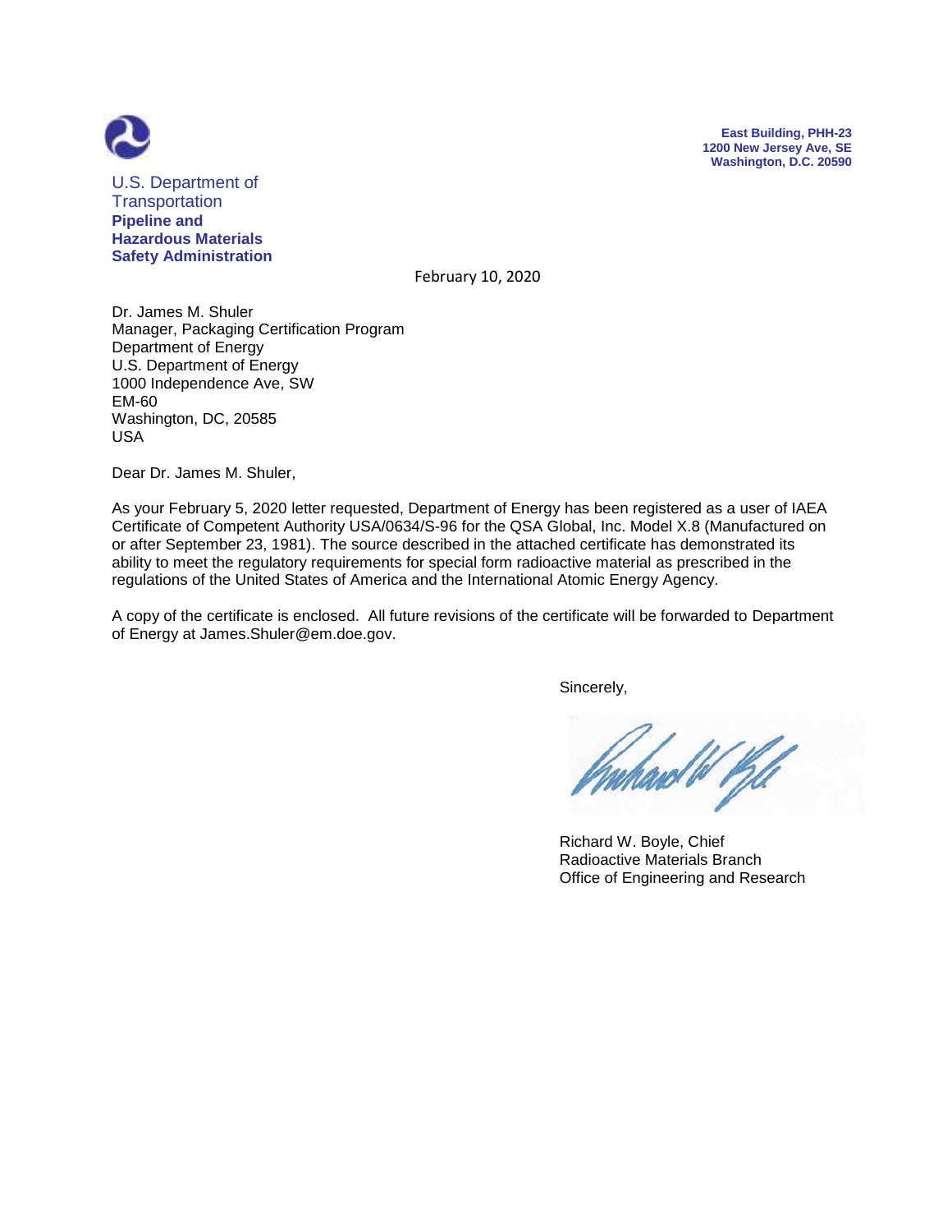U.S. Department of Transportation
**Pipeline and Hazardous Materials Safety Administration**

**East Building, PHH-23**
**1200 New Jersey Ave, SE**
**Washington, D.C. 20590**

February 10, 2020

Dr. James M. Shuler
Manager, Packaging Certification Program
Department of Energy
U.S. Department of Energy
1000 Independence Ave, SW
EM-60
Washington, DC, 20585
USA

Dear Dr. James M. Shuler,

As your February 5, 2020 letter requested, Department of Energy has been registered as a user of IAEA Certificate of Competent Authority USA/0634/S-96 for the QSA Global, Inc. Model X.8 (Manufactured on or after September 23, 1981). The source described in the attached certificate has demonstrated its ability to meet the regulatory requirements for special form radioactive material as prescribed in the regulations of the United States of America and the International Atomic Energy Agency.

A copy of the certificate is enclosed. All future revisions of the certificate will be forwarded to Department of Energy at James.Shuler@em.doe.gov.

Sincerely,

Richard W. Boyle, Chief
Radioactive Materials Branch
Office of Engineering and Research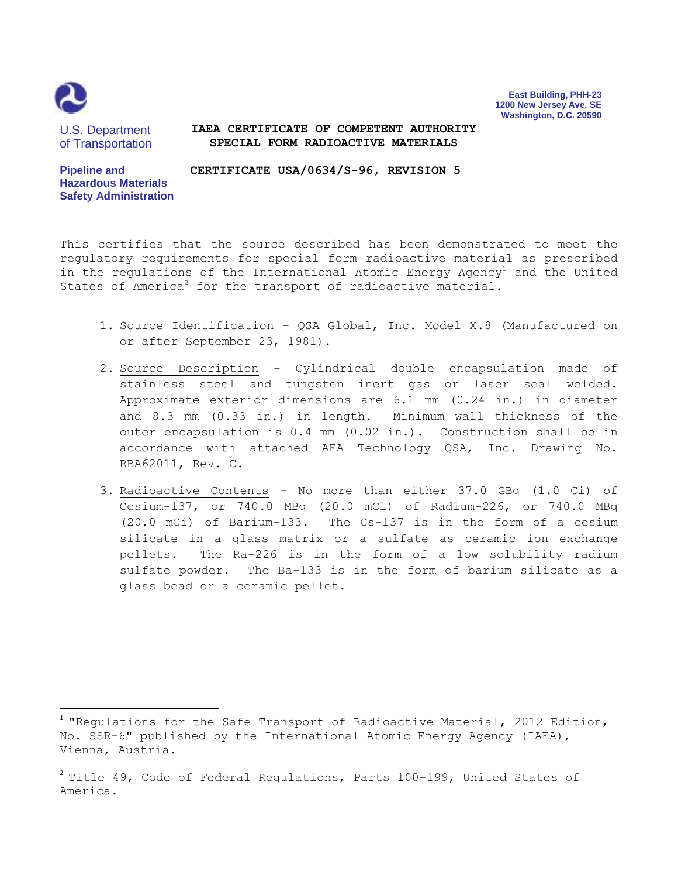U.S. Department of Transportation

Pipeline and Hazardous Materials Safety Administration

East Building, PHH-23
1200 New Jersey Ave, SE
Washington, D.C. 20590

# IAEA CERTIFICATE OF COMPETENT AUTHORITY SPECIAL FORM RADIOACTIVE MATERIALS

## CERTIFICATE USA/0634/S-96, REVISION 5

This certifies that the source described has been demonstrated to meet the regulatory requirements for special form radioactive material as prescribed in the regulations of the International Atomic Energy Agency[1] and the United States of America[2] for the transport of radioactive material.

1. Source Identification - QSA Global, Inc. Model X.8 (Manufactured on or after September 23, 1981).

2. Source Description - Cylindrical double encapsulation made of stainless steel and tungsten inert gas or laser seal welded. Approximate exterior dimensions are 6.1 mm (0.24 in.) in diameter and 8.3 mm (0.33 in.) in length. Minimum wall thickness of the outer encapsulation is 0.4 mm (0.02 in.). Construction shall be in accordance with attached AEA Technology QSA, Inc. Drawing No. RBA62011, Rev. C.

3. Radioactive Contents - No more than either 37.0 GBq (1.0 Ci) of Cesium-137, or 740.0 MBq (20.0 mCi) of Radium-226, or 740.0 MBq (20.0 mCi) of Barium-133. The Cs-137 is in the form of a cesium silicate in a glass matrix or a sulfate as ceramic ion exchange pellets. The Ra-226 is in the form of a low solubility radium sulfate powder. The Ba-133 is in the form of barium silicate as a glass bead or a ceramic pellet.

---

[1] "Regulations for the Safe Transport of Radioactive Material, 2012 Edition, No. SSR-6" published by the International Atomic Energy Agency (IAEA), Vienna, Austria.

[2] Title 49, Code of Federal Regulations, Parts 100-199, United States of America.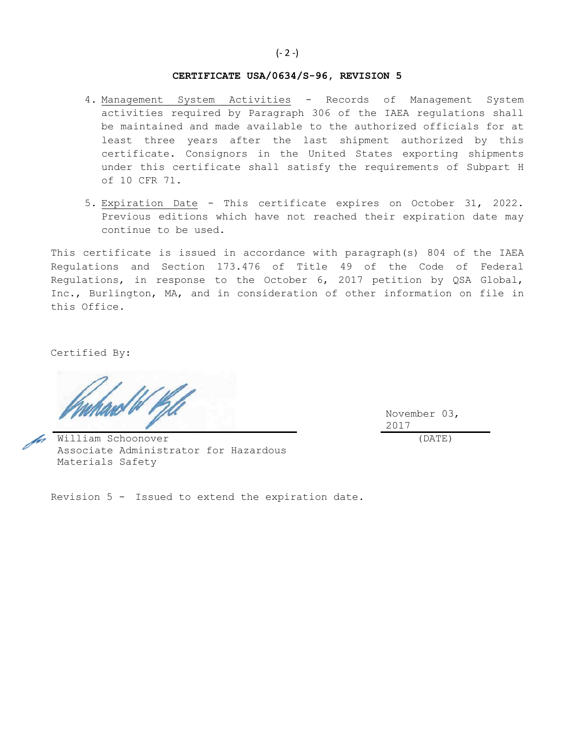**CERTIFICATE USA/0634/S-96, REVISION 5**

4. Management System Activities - Records of Management System activities required by Paragraph 306 of the IAEA regulations shall be maintained and made available to the authorized officials for at least three years after the last shipment authorized by this certificate. Consignors in the United States exporting shipments under this certificate shall satisfy the requirements of Subpart H of 10 CFR 71.

5. Expiration Date - This certificate expires on October 31, 2022. Previous editions which have not reached their expiration date may continue to be used.

This certificate is issued in accordance with paragraph(s) 804 of the IAEA Regulations and Section 173.476 of Title 49 of the Code of Federal Regulations, in response to the October 6, 2017 petition by QSA Global, Inc., Burlington, MA, and in consideration of other information on file in this Office.

Certified By:

William Schoonover
Associate Administrator for Hazardous Materials Safety

November 03, 2017
(DATE)

Revision 5 - Issued to extend the expiration date.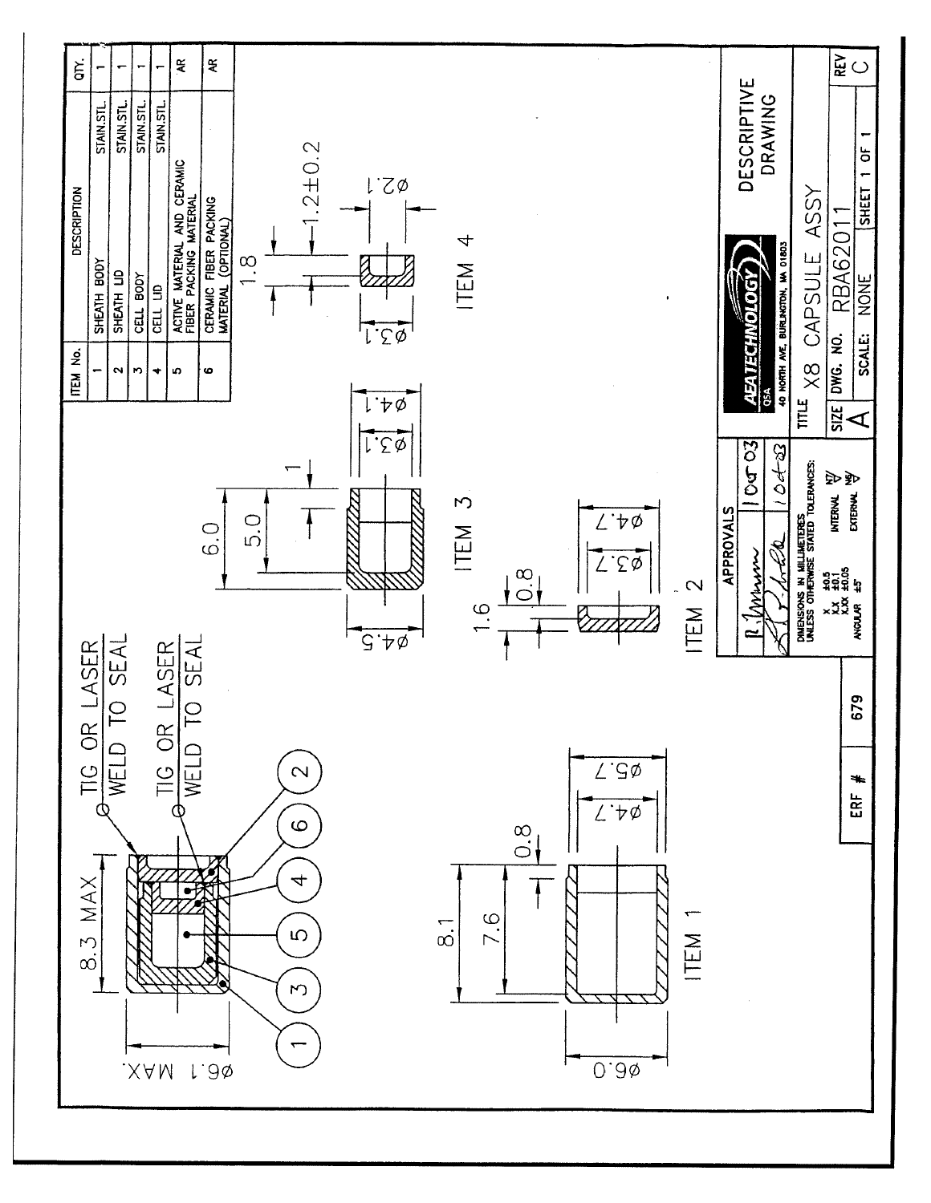| ITEM No. | DESCRIPTION | | QTY. |
|---|---|---|---|
| 1 | SHEATH BODY | STAIN.STL. | 1 |
| 2 | SHEATH LID | STAIN.STL. | 1 |
| 3 | CELL BODY | STAIN.STL. | 1 |
| 4 | CELL LID | STAIN.STL. | 1 |
| 5 | ACTIVE MATERIAL AND CERAMIC FIBER PACKING MATERIAL | | AR |
| 6 | CERAMIC FIBER PACKING MATERIAL (OPTIONAL) | | AR |

TIG OR LASER WELD TO SEAL

TIG OR LASER WELD TO SEAL

8.3 MAX

Ø6.1 MAX.

1 3 5 4 6 2

ITEM 1

8.1

7.6

0.8

Ø6.0

Ø4.7

Ø5.7

ITEM 2

1.6

0.8

Ø3.7

Ø4.7

ITEM 3

6.0

5.0

1

Ø4.5

Ø3.1

Ø4.1

ITEM 4

1.8

1.2±0.2

Ø3.1

Ø2.1

| APPROVALS | |
|---|---|
| R. Ammm | 10 Oct 03 |
| | 10 Oct 03 |

DIMENSIONS IN MILLIMETERS UNLESS OTHERWISE STATED TOLERANCES:
X ±0.5
X.X ±0.1
X.XX ±0.05
ANGULAR ±5°
INTERNAL N7
EXTERNAL N6

AEA TECHNOLOGY QSA
40 NORTH AVE, BURLINGTON, MA 01803

DESCRIPTIVE DRAWING

TITLE X8 CAPSULE ASSY

| SIZE | DWG. NO. | RBA62011 | REV |
|---|---|---|---|
| A | SCALE: NONE | SHEET 1 OF 1 | C |

ERF # 679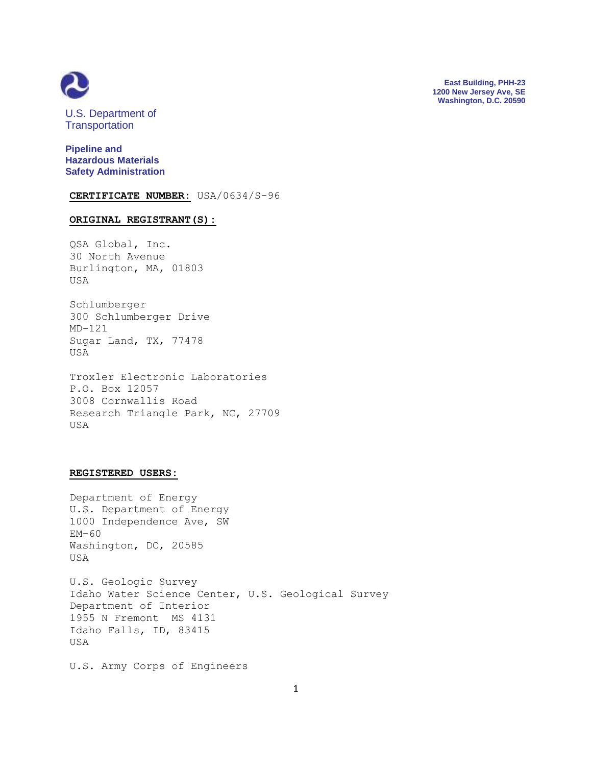U.S. Department of Transportation

**Pipeline and Hazardous Materials Safety Administration**

**East Building, PHH-23**
**1200 New Jersey Ave, SE**
**Washington, D.C. 20590**

**CERTIFICATE NUMBER:** USA/0634/S-96

**ORIGINAL REGISTRANT(S):**

QSA Global, Inc.
30 North Avenue
Burlington, MA, 01803
USA

Schlumberger
300 Schlumberger Drive
MD-121
Sugar Land, TX, 77478
USA

Troxler Electronic Laboratories
P.O. Box 12057
3008 Cornwallis Road
Research Triangle Park, NC, 27709
USA

**REGISTERED USERS:**

Department of Energy
U.S. Department of Energy
1000 Independence Ave, SW
EM-60
Washington, DC, 20585
USA

U.S. Geologic Survey
Idaho Water Science Center, U.S. Geological Survey
Department of Interior
1955 N Fremont MS 4131
Idaho Falls, ID, 83415
USA

U.S. Army Corps of Engineers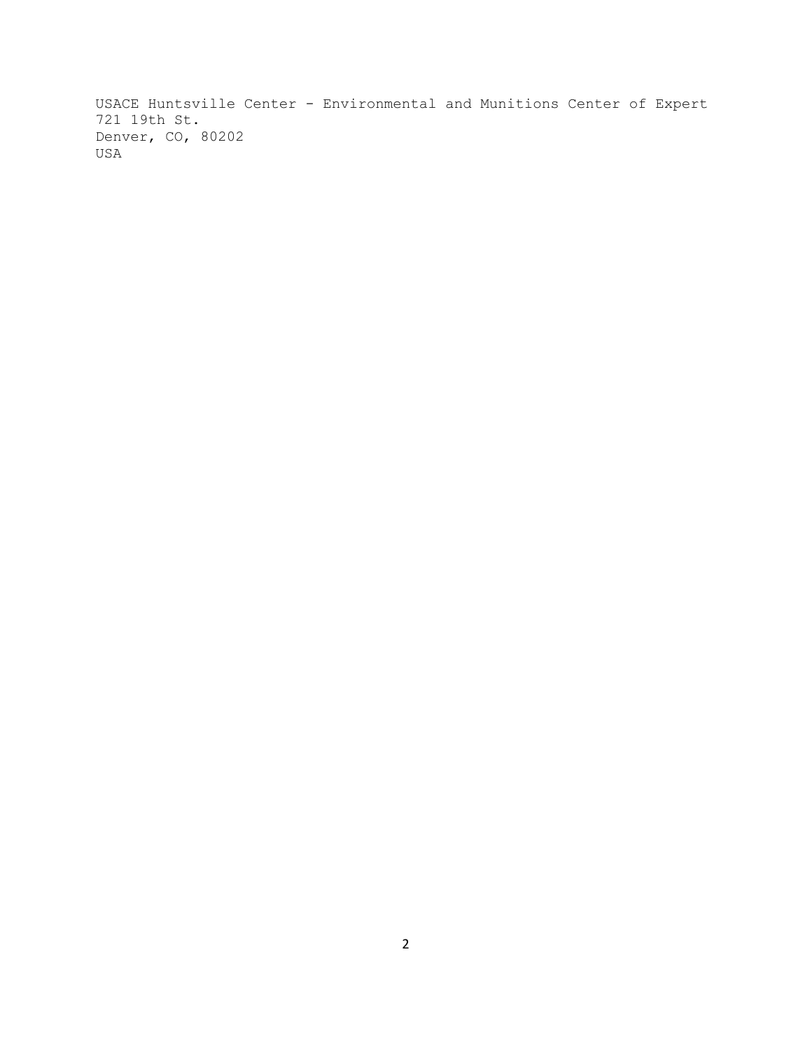USACE Huntsville Center - Environmental and Munitions Center of Expert
721 19th St.
Denver, CO, 80202
USA